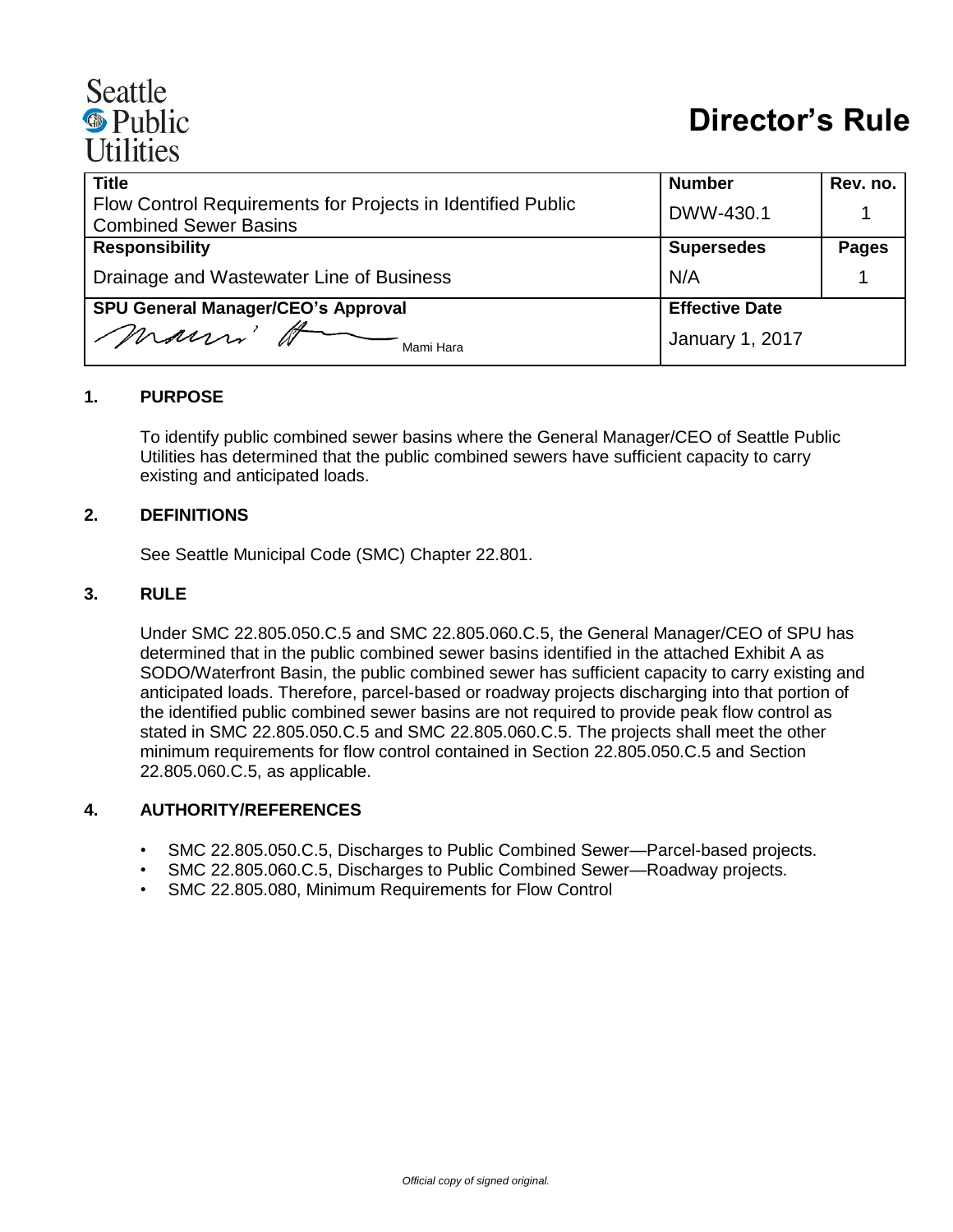Seattle Public Utilities

# Director's Rule

| Title | Number | Rev. no. |
|---|---|---|
| Flow Control Requirements for Projects in Identified Public Combined Sewer Basins | DWW-430.1 | 1 |
| **Responsibility** | **Supersedes** | **Pages** |
| Drainage and Wastewater Line of Business | N/A | 1 |
| **SPU General Manager/CEO's Approval** | **Effective Date** | |
| Mami Hara | January 1, 2017 | |

## 1. PURPOSE

To identify public combined sewer basins where the General Manager/CEO of Seattle Public Utilities has determined that the public combined sewers have sufficient capacity to carry existing and anticipated loads.

## 2. DEFINITIONS

See Seattle Municipal Code (SMC) Chapter 22.801.

## 3. RULE

Under SMC 22.805.050.C.5 and SMC 22.805.060.C.5, the General Manager/CEO of SPU has determined that in the public combined sewer basins identified in the attached Exhibit A as SODO/Waterfront Basin, the public combined sewer has sufficient capacity to carry existing and anticipated loads. Therefore, parcel-based or roadway projects discharging into that portion of the identified public combined sewer basins are not required to provide peak flow control as stated in SMC 22.805.050.C.5 and SMC 22.805.060.C.5. The projects shall meet the other minimum requirements for flow control contained in Section 22.805.050.C.5 and Section 22.805.060.C.5, as applicable.

## 4. AUTHORITY/REFERENCES

- SMC 22.805.050.C.5, Discharges to Public Combined Sewer—Parcel-based projects.
- SMC 22.805.060.C.5, Discharges to Public Combined Sewer—Roadway projects.
- SMC 22.805.080, Minimum Requirements for Flow Control

*Official copy of signed original.*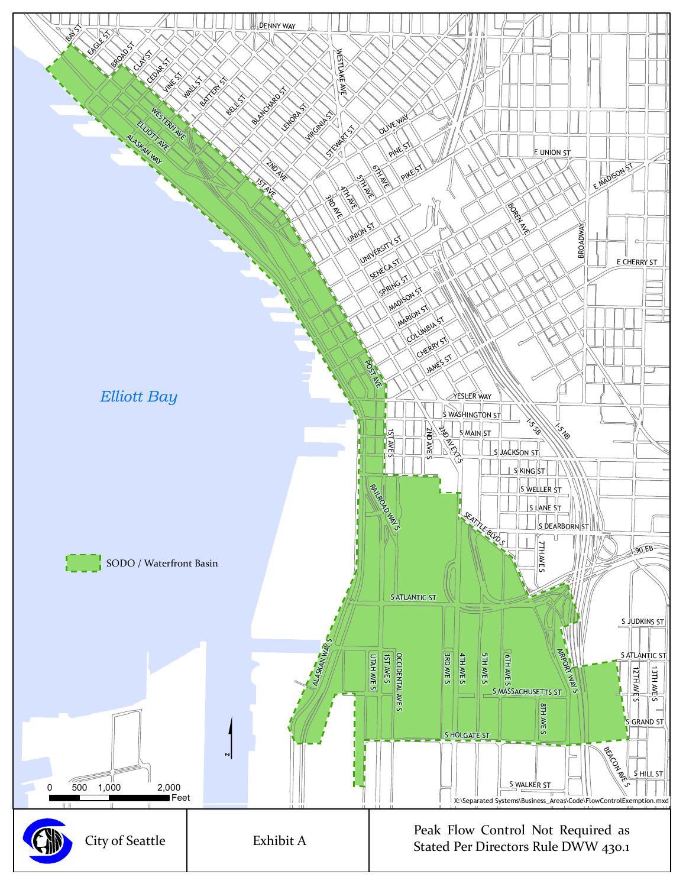Elliott Bay

SODO / Waterfront Basin

0 500 1,000 2,000
Feet

N

X:\Separated Systems\Business_Areas\Code\FlowControlExemption.mxd

| | | |
|---|---|---|
| City of Seattle | Exhibit A | Peak Flow Control Not Required as Stated Per Directors Rule DWW 430.1 |